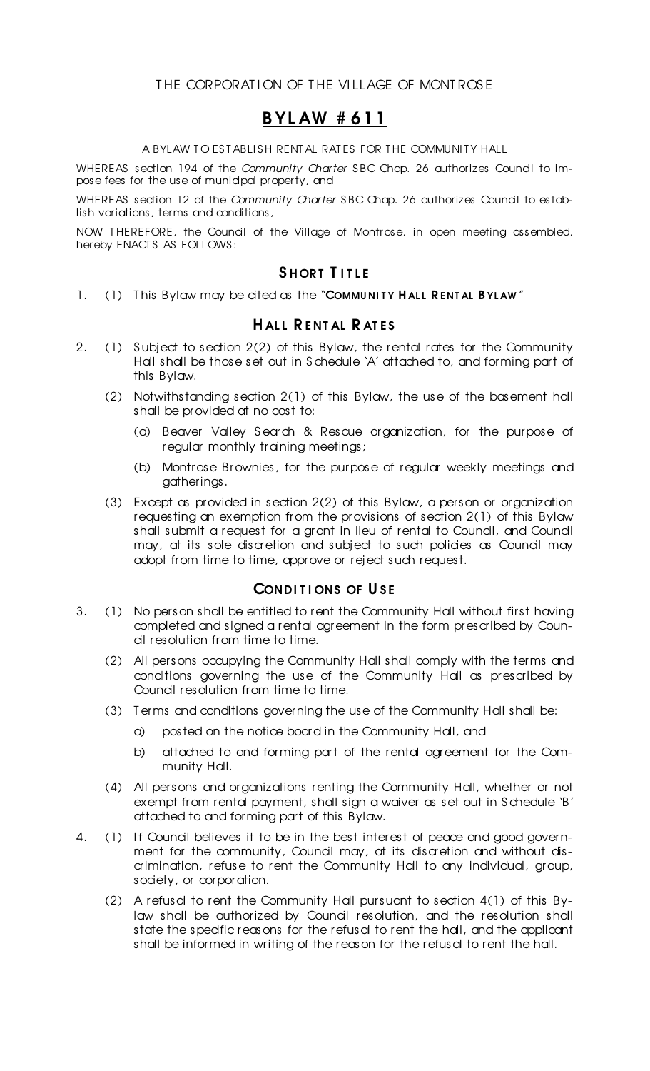THE CORPORATION OF THE VILLAGE OF MONTROSE

# BYLAW #611

A BYLAW TO ESTABLISH RENTAL RATES FOR THE COMMUNITY HALL

WHEREAS section 194 of the *Community Charter* SBC Chap. 26 authorizes Council to impose fees for the use of municipal property, and

WHEREAS section 12 of the *Community Charter* SBC Chap. 26 authorizes Council to establish variations, terms and conditions,

NOW THEREFORE, the Council of the Village of Montrose, in open meeting assembled, hereby ENACTS AS FOLLOWS:

## SHORT TITLE

1. (1) This Bylaw may be cited as the "**COMMUNITY HALL RENTAL BYLAW**"

## HALL RENTAL RATES

2. (1) Subject to section 2(2) of this Bylaw, the rental rates for the Community Hall shall be those set out in Schedule 'A' attached to, and forming part of this Bylaw.

   (2) Notwithstanding section 2(1) of this Bylaw, the use of the basement hall shall be provided at no cost to:

   (a) Beaver Valley Search & Rescue organization, for the purpose of regular monthly training meetings;

   (b) Montrose Brownies, for the purpose of regular weekly meetings and gatherings.

   (3) Except as provided in section 2(2) of this Bylaw, a person or organization requesting an exemption from the provisions of section 2(1) of this Bylaw shall submit a request for a grant in lieu of rental to Council, and Council may, at its sole discretion and subject to such policies as Council may adopt from time to time, approve or reject such request.

## CONDITIONS OF USE

3. (1) No person shall be entitled to rent the Community Hall without first having completed and signed a rental agreement in the form prescribed by Council resolution from time to time.

   (2) All persons occupying the Community Hall shall comply with the terms and conditions governing the use of the Community Hall as prescribed by Council resolution from time to time.

   (3) Terms and conditions governing the use of the Community Hall shall be:

   a) posted on the notice board in the Community Hall, and

   b) attached to and forming part of the rental agreement for the Community Hall.

   (4) All persons and organizations renting the Community Hall, whether or not exempt from rental payment, shall sign a waiver as set out in Schedule 'B' attached to and forming part of this Bylaw.

4. (1) If Council believes it to be in the best interest of peace and good government for the community, Council may, at its discretion and without discrimination, refuse to rent the Community Hall to any individual, group, society, or corporation.

   (2) A refusal to rent the Community Hall pursuant to section 4(1) of this Bylaw shall be authorized by Council resolution, and the resolution shall state the specific reasons for the refusal to rent the hall, and the applicant shall be informed in writing of the reason for the refusal to rent the hall.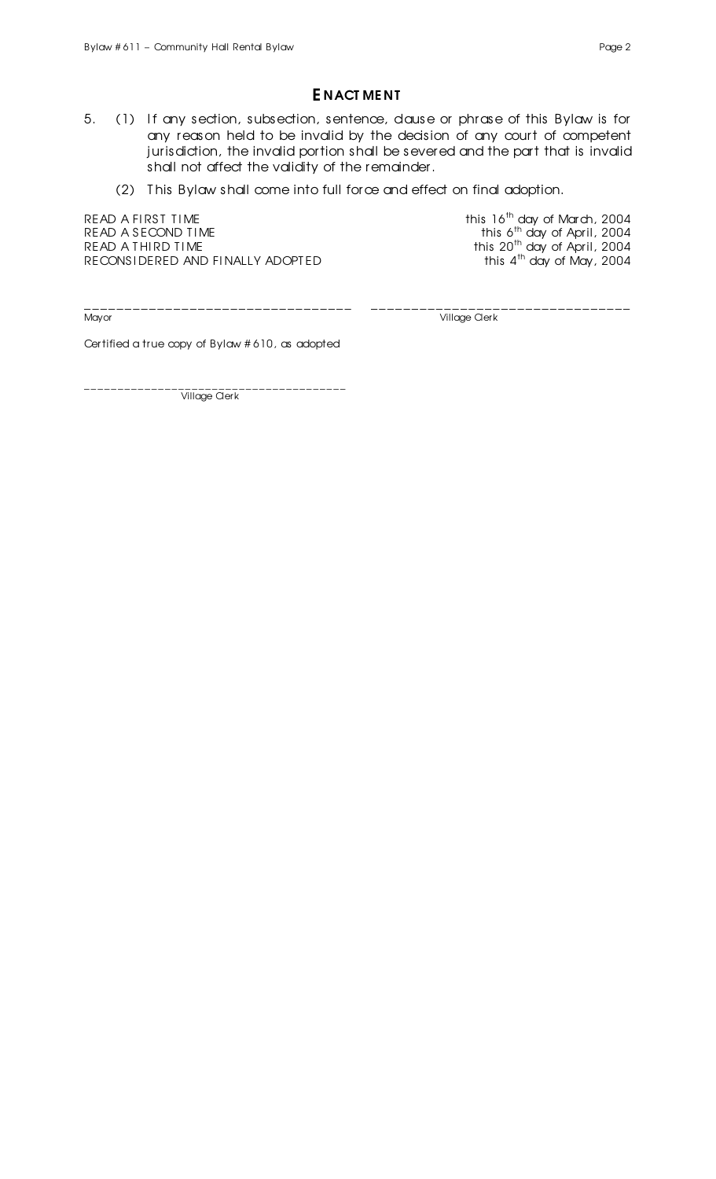## ENACTMENT

5. (1) If any section, subsection, sentence, clause or phrase of this Bylaw is for any reason held to be invalid by the decision of any court of competent jurisdiction, the invalid portion shall be severed and the part that is invalid shall not affect the validity of the remainder.

   (2) This Bylaw shall come into full force and effect on final adoption.

| | |
|---|---|
| READ A FIRST TIME | this 16th day of March, 2004 |
| READ A SECOND TIME | this 6th day of April, 2004 |
| READ A THIRD TIME | this 20th day of April, 2004 |
| RECONSIDERED AND FINALLY ADOPTED | this 4th day of May, 2004 |

________________________________  ________________________________
Mayor  Village Clerk

Certified a true copy of Bylaw #610, as adopted

____________________________________
Village Clerk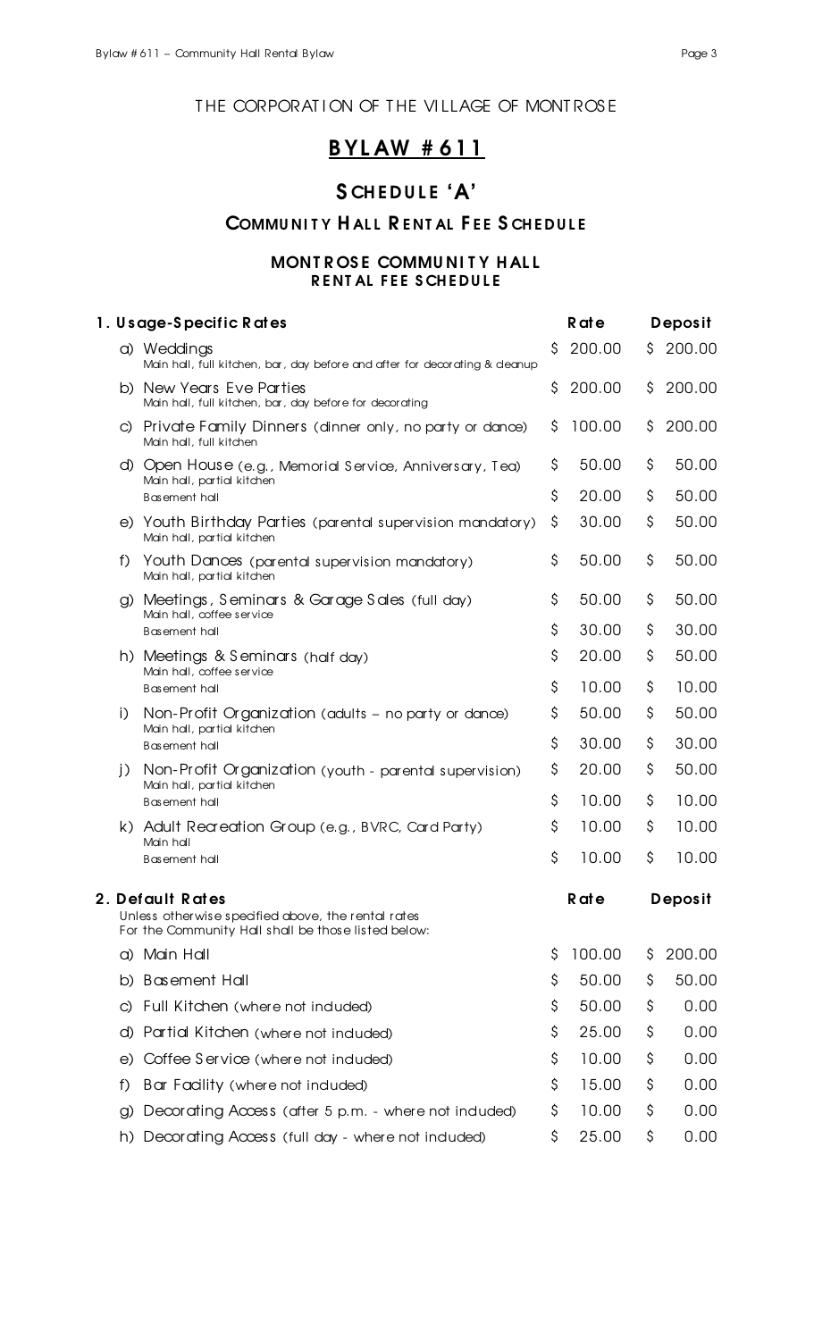THE CORPORATION OF THE VILLAGE OF MONTROSE

# BYLAW #611

## SCHEDULE 'A'

## COMMUNITY HALL RENTAL FEE SCHEDULE

### MONTROSE COMMUNITY HALL RENTAL FEE SCHEDULE

| 1. Usage-Specific Rates | Rate | Deposit |
|---|---|---|
| a) Weddings<br>Main hall, full kitchen, bar, day before and after for decorating & cleanup | $ 200.00 | $ 200.00 |
| b) New Years Eve Parties<br>Main hall, full kitchen, bar, day before for decorating | $ 200.00 | $ 200.00 |
| c) Private Family Dinners (dinner only, no party or dance)<br>Main hall, full kitchen | $ 100.00 | $ 200.00 |
| d) Open House (e.g., Memorial Service, Anniversary, Tea)<br>Main hall, partial kitchen | $ 50.00 | $ 50.00 |
| Basement hall | $ 20.00 | $ 50.00 |
| e) Youth Birthday Parties (parental supervision mandatory)<br>Main hall, partial kitchen | $ 30.00 | $ 50.00 |
| f) Youth Dances (parental supervision mandatory)<br>Main hall, partial kitchen | $ 50.00 | $ 50.00 |
| g) Meetings, Seminars & Garage Sales (full day)<br>Main hall, coffee service | $ 50.00 | $ 50.00 |
| Basement hall | $ 30.00 | $ 30.00 |
| h) Meetings & Seminars (half day)<br>Main hall, coffee service | $ 20.00 | $ 50.00 |
| Basement hall | $ 10.00 | $ 10.00 |
| i) Non-Profit Organization (adults – no party or dance)<br>Main hall, partial kitchen | $ 50.00 | $ 50.00 |
| Basement hall | $ 30.00 | $ 30.00 |
| j) Non-Profit Organization (youth - parental supervision)<br>Main hall, partial kitchen | $ 20.00 | $ 50.00 |
| Basement hall | $ 10.00 | $ 10.00 |
| k) Adult Recreation Group (e.g., BVRC, Card Party)<br>Main hall | $ 10.00 | $ 10.00 |
| Basement hall | $ 10.00 | $ 10.00 |

| 2. Default Rates<br>Unless otherwise specified above, the rental rates For the Community Hall shall be those listed below: | Rate | Deposit |
|---|---|---|
| a) Main Hall | $ 100.00 | $ 200.00 |
| b) Basement Hall | $ 50.00 | $ 50.00 |
| c) Full Kitchen (where not included) | $ 50.00 | $ 0.00 |
| d) Partial Kitchen (where not included) | $ 25.00 | $ 0.00 |
| e) Coffee Service (where not included) | $ 10.00 | $ 0.00 |
| f) Bar Facility (where not included) | $ 15.00 | $ 0.00 |
| g) Decorating Access (after 5 p.m. - where not included) | $ 10.00 | $ 0.00 |
| h) Decorating Access (full day - where not included) | $ 25.00 | $ 0.00 |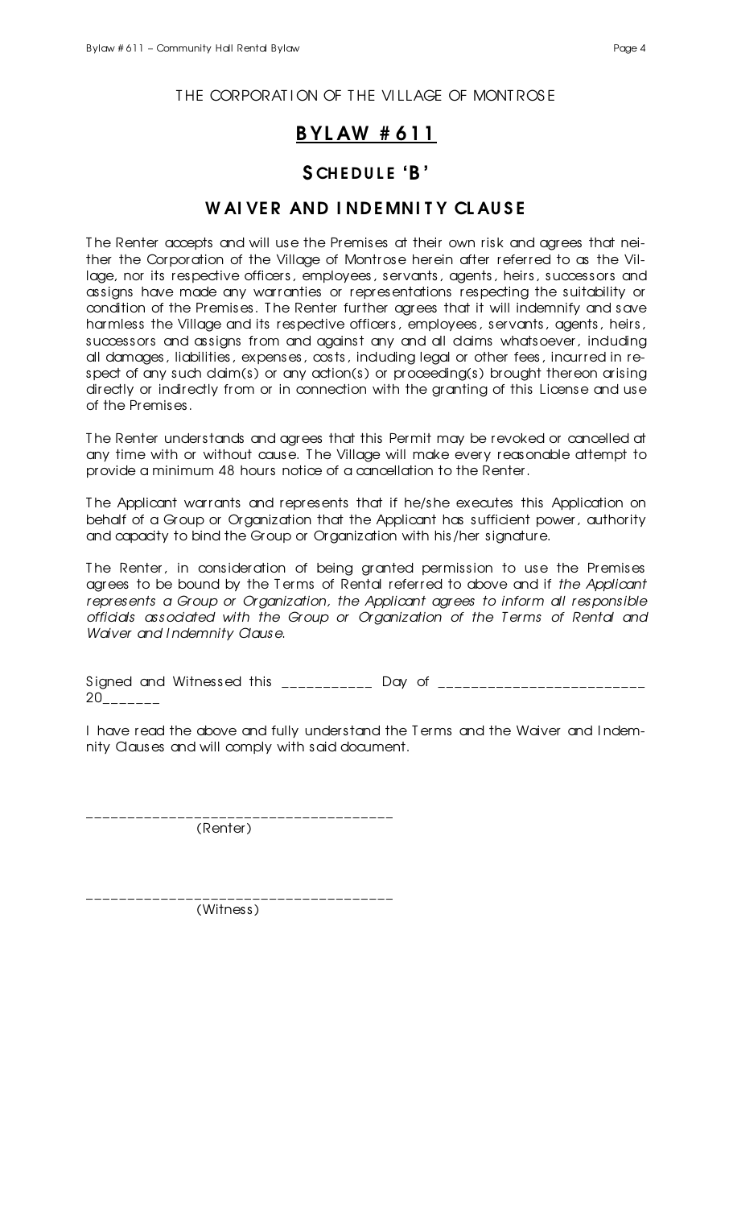THE CORPORATION OF THE VILLAGE OF MONTROSE

# <u>**BYLAW #611**</u>

## SCHEDULE 'B'

## WAIVER AND INDEMNITY CLAUSE

The Renter accepts and will use the Premises at their own risk and agrees that neither the Corporation of the Village of Montrose herein after referred to as the Village, nor its respective officers, employees, servants, agents, heirs, successors and assigns have made any warranties or representations respecting the suitability or condition of the Premises. The Renter further agrees that it will indemnify and save harmless the Village and its respective officers, employees, servants, agents, heirs, successors and assigns from and against any and all claims whatsoever, including all damages, liabilities, expenses, costs, including legal or other fees, incurred in respect of any such claim(s) or any action(s) or proceeding(s) brought thereon arising directly or indirectly from or in connection with the granting of this License and use of the Premises.

The Renter understands and agrees that this Permit may be revoked or cancelled at any time with or without cause. The Village will make every reasonable attempt to provide a minimum 48 hours notice of a cancellation to the Renter.

The Applicant warrants and represents that if he/she executes this Application on behalf of a Group or Organization that the Applicant has sufficient power, authority and capacity to bind the Group or Organization with his/her signature.

The Renter, in consideration of being granted permission to use the Premises agrees to be bound by the Terms of Rental referred to above and if *the Applicant represents a Group or Organization, the Applicant agrees to inform all responsible officials associated with the Group or Organization of the Terms of Rental and Waiver and Indemnity Clause.*

Signed and Witnessed this ___________ Day of _________________________ 20_______

I have read the above and fully understand the Terms and the Waiver and Indemnity Clauses and will comply with said document.

_____________________________________
(Renter)

_____________________________________
(Witness)